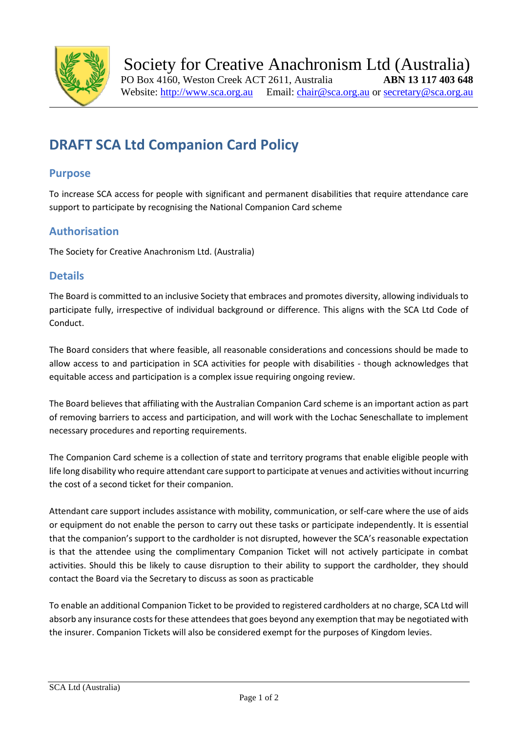Society for Creative Anachronism Ltd (Australia)
PO Box 4160, Weston Creek ACT 2611, Australia **ABN 13 117 403 648**
Website: http://www.sca.org.au Email: chair@sca.org.au or secretary@sca.org.au

# DRAFT SCA Ltd Companion Card Policy

## Purpose

To increase SCA access for people with significant and permanent disabilities that require attendance care support to participate by recognising the National Companion Card scheme

## Authorisation

The Society for Creative Anachronism Ltd. (Australia)

## Details

The Board is committed to an inclusive Society that embraces and promotes diversity, allowing individuals to participate fully, irrespective of individual background or difference. This aligns with the SCA Ltd Code of Conduct.

The Board considers that where feasible, all reasonable considerations and concessions should be made to allow access to and participation in SCA activities for people with disabilities - though acknowledges that equitable access and participation is a complex issue requiring ongoing review.

The Board believes that affiliating with the Australian Companion Card scheme is an important action as part of removing barriers to access and participation, and will work with the Lochac Seneschallate to implement necessary procedures and reporting requirements.

The Companion Card scheme is a collection of state and territory programs that enable eligible people with life long disability who require attendant care support to participate at venues and activities without incurring the cost of a second ticket for their companion.

Attendant care support includes assistance with mobility, communication, or self-care where the use of aids or equipment do not enable the person to carry out these tasks or participate independently. It is essential that the companion's support to the cardholder is not disrupted, however the SCA's reasonable expectation is that the attendee using the complimentary Companion Ticket will not actively participate in combat activities. Should this be likely to cause disruption to their ability to support the cardholder, they should contact the Board via the Secretary to discuss as soon as practicable

To enable an additional Companion Ticket to be provided to registered cardholders at no charge, SCA Ltd will absorb any insurance costs for these attendees that goes beyond any exemption that may be negotiated with the insurer. Companion Tickets will also be considered exempt for the purposes of Kingdom levies.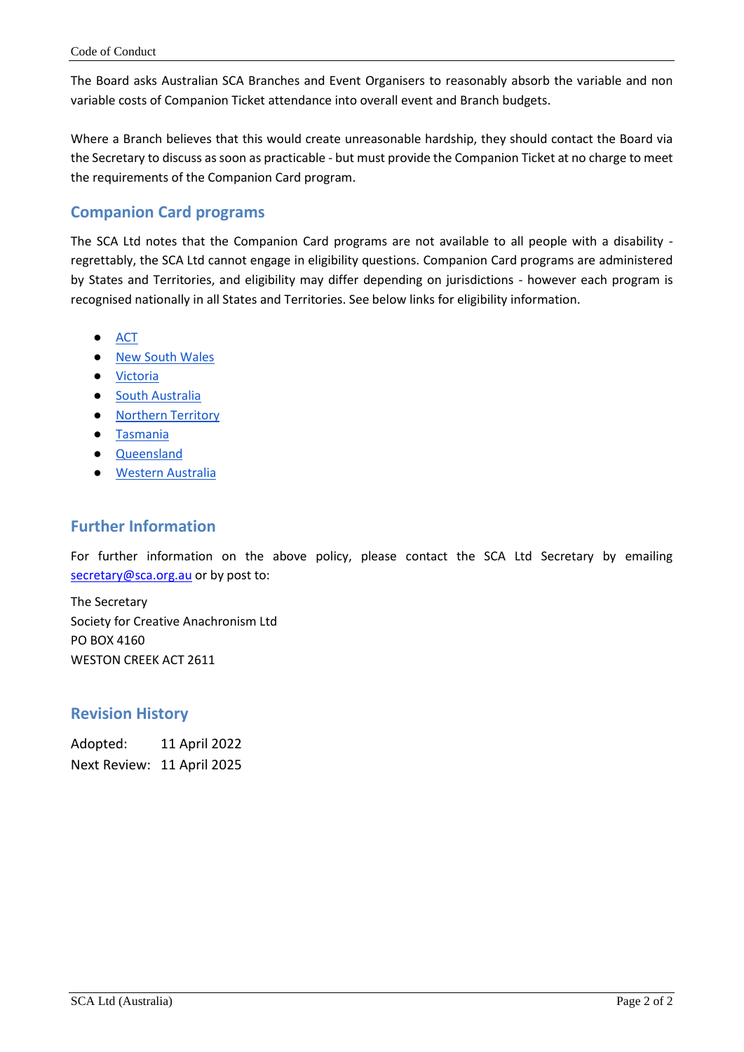The Board asks Australian SCA Branches and Event Organisers to reasonably absorb the variable and non variable costs of Companion Ticket attendance into overall event and Branch budgets.

Where a Branch believes that this would create unreasonable hardship, they should contact the Board via the Secretary to discuss as soon as practicable - but must provide the Companion Ticket at no charge to meet the requirements of the Companion Card program.

## Companion Card programs

The SCA Ltd notes that the Companion Card programs are not available to all people with a disability - regrettably, the SCA Ltd cannot engage in eligibility questions. Companion Card programs are administered by States and Territories, and eligibility may differ depending on jurisdictions - however each program is recognised nationally in all States and Territories. See below links for eligibility information.

- ACT
- New South Wales
- Victoria
- South Australia
- Northern Territory
- Tasmania
- Queensland
- Western Australia

## Further Information

For further information on the above policy, please contact the SCA Ltd Secretary by emailing secretary@sca.org.au or by post to:

The Secretary
Society for Creative Anachronism Ltd
PO BOX 4160
WESTON CREEK ACT 2611

## Revision History

Adopted: 11 April 2022
Next Review: 11 April 2025